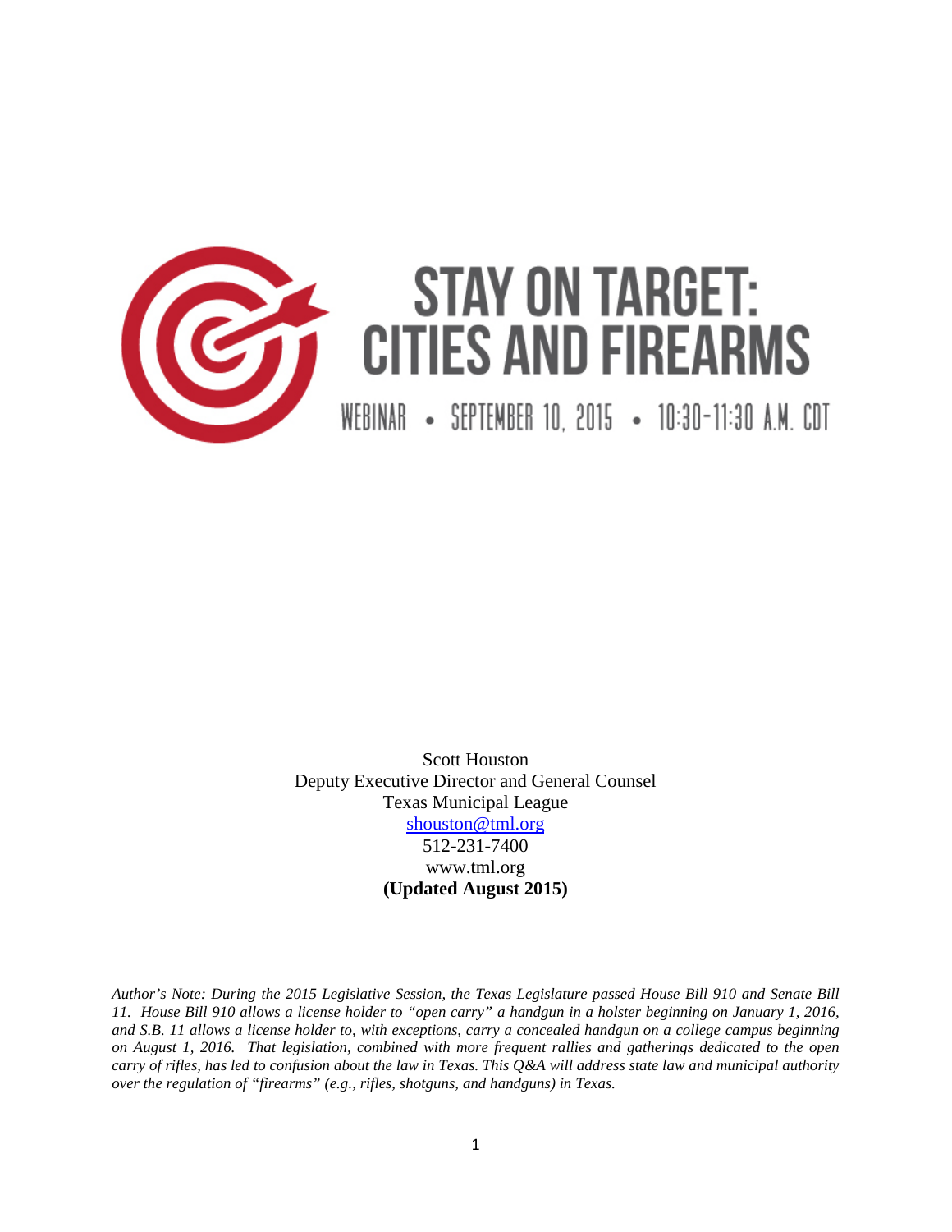# STAY ON TARGET: CITIES AND FIREARMS

WEBINAR • SEPTEMBER 10, 2015 • 10:30-11:30 A.M. CDT

Scott Houston
Deputy Executive Director and General Counsel
Texas Municipal League
shouston@tml.org
512-231-7400
www.tml.org
**(Updated August 2015)**

*Author's Note: During the 2015 Legislative Session, the Texas Legislature passed House Bill 910 and Senate Bill 11. House Bill 910 allows a license holder to "open carry" a handgun in a holster beginning on January 1, 2016, and S.B. 11 allows a license holder to, with exceptions, carry a concealed handgun on a college campus beginning on August 1, 2016. That legislation, combined with more frequent rallies and gatherings dedicated to the open carry of rifles, has led to confusion about the law in Texas. This Q&A will address state law and municipal authority over the regulation of "firearms" (e.g., rifles, shotguns, and handguns) in Texas.*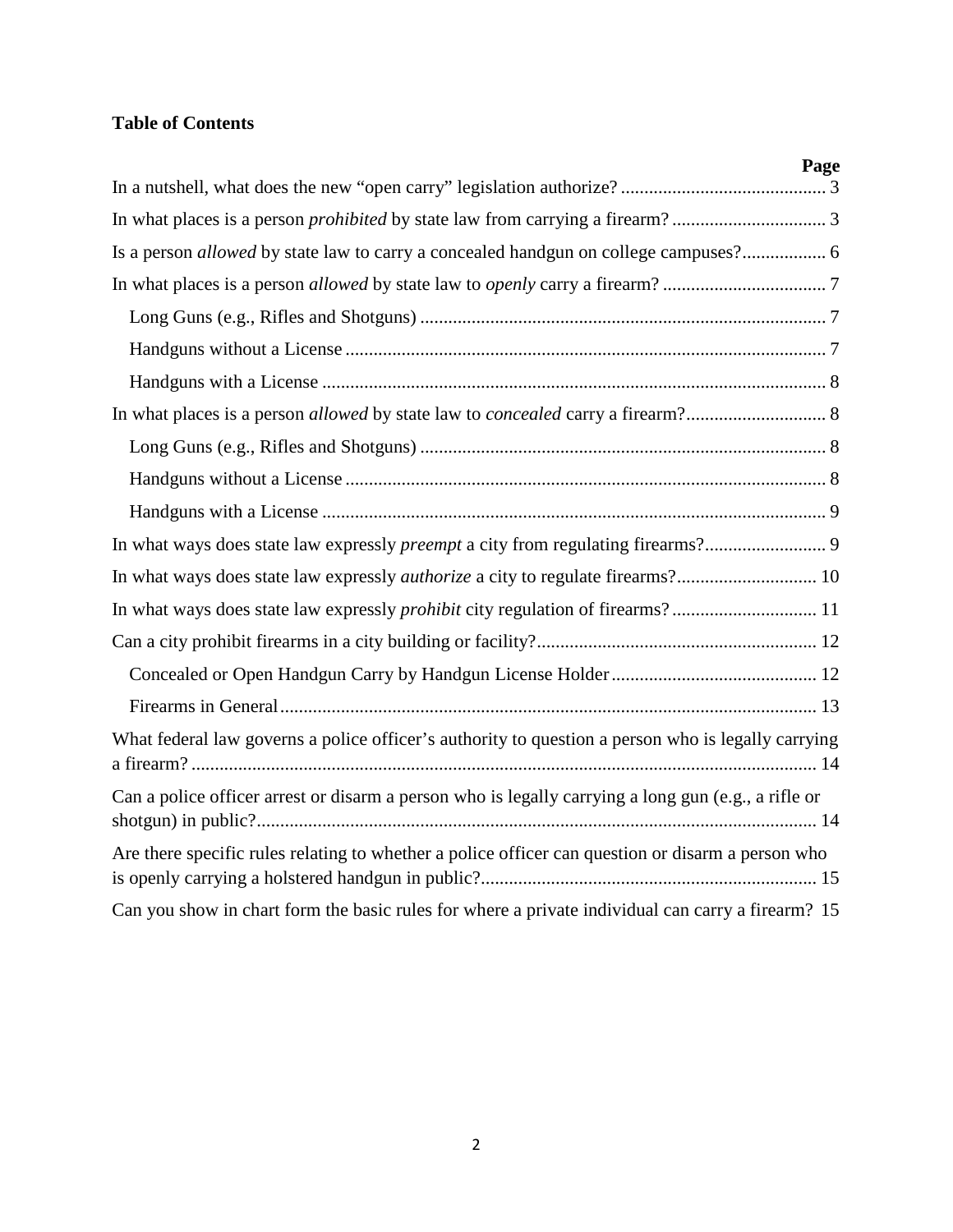**Table of Contents**

| | Page |
|---|---|
| In a nutshell, what does the new "open carry" legislation authorize? | 3 |
| In what places is a person *prohibited* by state law from carrying a firearm? | 3 |
| Is a person *allowed* by state law to carry a concealed handgun on college campuses? | 6 |
| In what places is a person *allowed* by state law to *openly* carry a firearm? | 7 |
| Long Guns (e.g., Rifles and Shotguns) | 7 |
| Handguns without a License | 7 |
| Handguns with a License | 8 |
| In what places is a person *allowed* by state law to *concealed* carry a firearm? | 8 |
| Long Guns (e.g., Rifles and Shotguns) | 8 |
| Handguns without a License | 8 |
| Handguns with a License | 9 |
| In what ways does state law expressly *preempt* a city from regulating firearms? | 9 |
| In what ways does state law expressly *authorize* a city to regulate firearms? | 10 |
| In what ways does state law expressly *prohibit* city regulation of firearms? | 11 |
| Can a city prohibit firearms in a city building or facility? | 12 |
| Concealed or Open Handgun Carry by Handgun License Holder | 12 |
| Firearms in General | 13 |
| What federal law governs a police officer's authority to question a person who is legally carrying a firearm? | 14 |
| Can a police officer arrest or disarm a person who is legally carrying a long gun (e.g., a rifle or shotgun) in public? | 14 |
| Are there specific rules relating to whether a police officer can question or disarm a person who is openly carrying a holstered handgun in public? | 15 |
| Can you show in chart form the basic rules for where a private individual can carry a firearm? | 15 |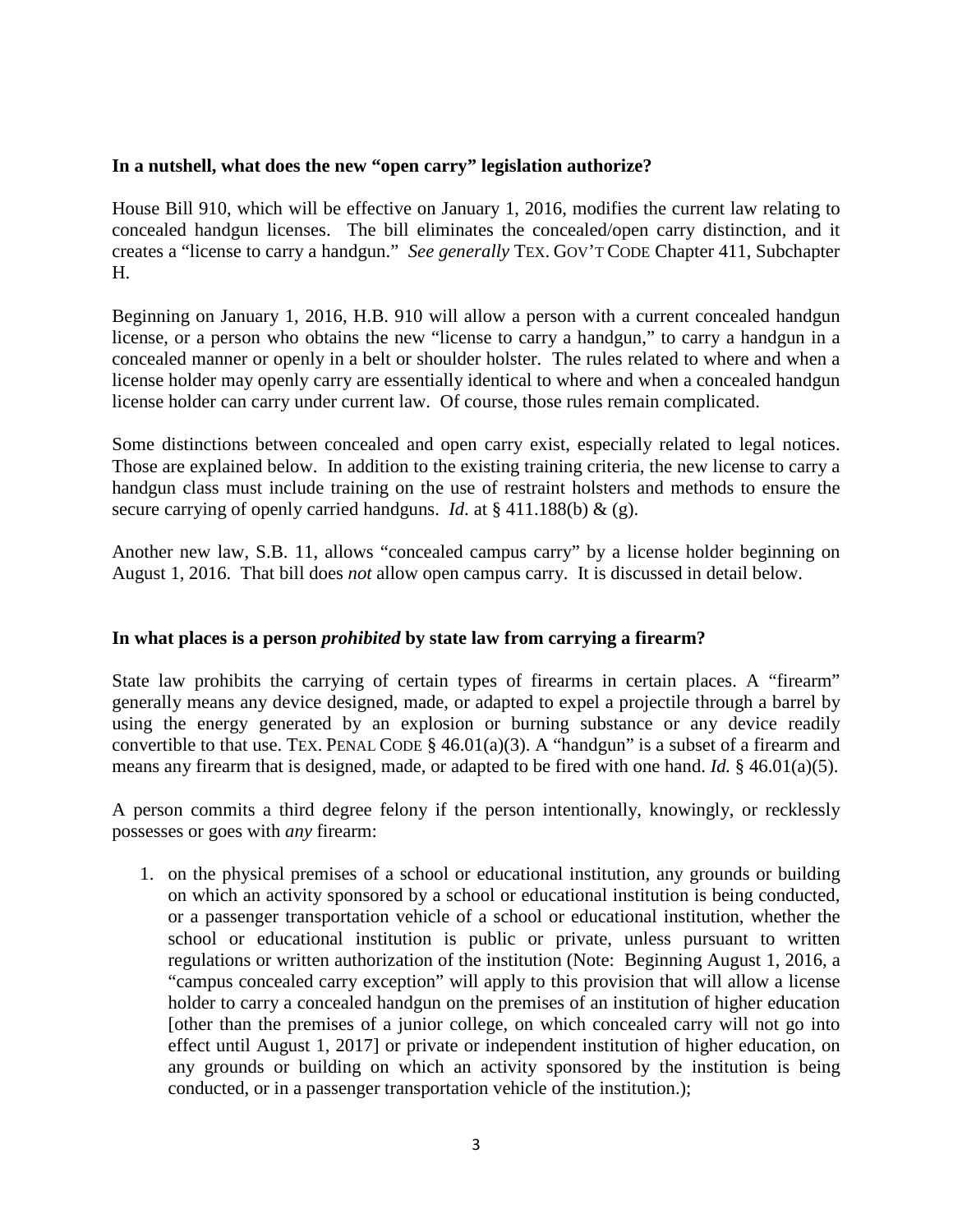**In a nutshell, what does the new "open carry" legislation authorize?**

House Bill 910, which will be effective on January 1, 2016, modifies the current law relating to concealed handgun licenses. The bill eliminates the concealed/open carry distinction, and it creates a "license to carry a handgun." *See generally* TEX. GOV'T CODE Chapter 411, Subchapter H.

Beginning on January 1, 2016, H.B. 910 will allow a person with a current concealed handgun license, or a person who obtains the new "license to carry a handgun," to carry a handgun in a concealed manner or openly in a belt or shoulder holster. The rules related to where and when a license holder may openly carry are essentially identical to where and when a concealed handgun license holder can carry under current law. Of course, those rules remain complicated.

Some distinctions between concealed and open carry exist, especially related to legal notices. Those are explained below. In addition to the existing training criteria, the new license to carry a handgun class must include training on the use of restraint holsters and methods to ensure the secure carrying of openly carried handguns. *Id*. at § 411.188(b) & (g).

Another new law, S.B. 11, allows "concealed campus carry" by a license holder beginning on August 1, 2016. That bill does *not* allow open campus carry. It is discussed in detail below.

**In what places is a person *prohibited* by state law from carrying a firearm?**

State law prohibits the carrying of certain types of firearms in certain places. A "firearm" generally means any device designed, made, or adapted to expel a projectile through a barrel by using the energy generated by an explosion or burning substance or any device readily convertible to that use. TEX. PENAL CODE § 46.01(a)(3). A "handgun" is a subset of a firearm and means any firearm that is designed, made, or adapted to be fired with one hand. *Id.* § 46.01(a)(5).

A person commits a third degree felony if the person intentionally, knowingly, or recklessly possesses or goes with *any* firearm:

1. on the physical premises of a school or educational institution, any grounds or building on which an activity sponsored by a school or educational institution is being conducted, or a passenger transportation vehicle of a school or educational institution, whether the school or educational institution is public or private, unless pursuant to written regulations or written authorization of the institution (Note: Beginning August 1, 2016, a "campus concealed carry exception" will apply to this provision that will allow a license holder to carry a concealed handgun on the premises of an institution of higher education [other than the premises of a junior college, on which concealed carry will not go into effect until August 1, 2017] or private or independent institution of higher education, on any grounds or building on which an activity sponsored by the institution is being conducted, or in a passenger transportation vehicle of the institution.);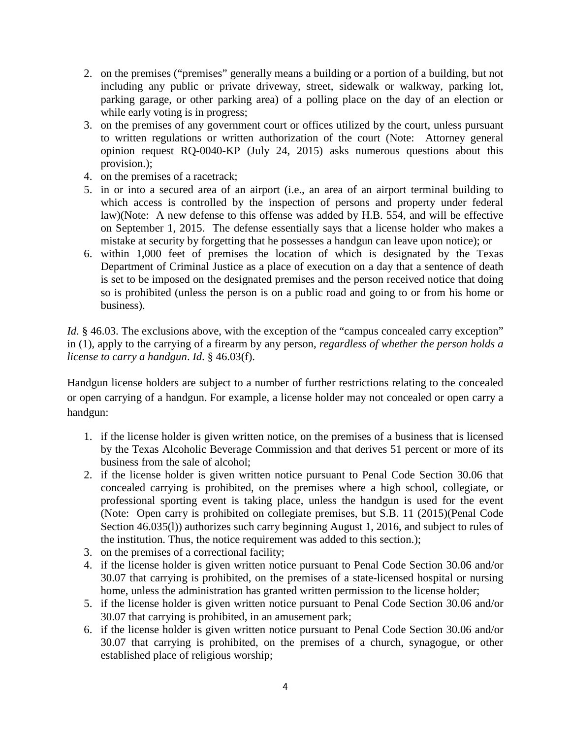2. on the premises ("premises" generally means a building or a portion of a building, but not including any public or private driveway, street, sidewalk or walkway, parking lot, parking garage, or other parking area) of a polling place on the day of an election or while early voting is in progress;
3. on the premises of any government court or offices utilized by the court, unless pursuant to written regulations or written authorization of the court (Note: Attorney general opinion request RQ-0040-KP (July 24, 2015) asks numerous questions about this provision.);
4. on the premises of a racetrack;
5. in or into a secured area of an airport (i.e., an area of an airport terminal building to which access is controlled by the inspection of persons and property under federal law)(Note: A new defense to this offense was added by H.B. 554, and will be effective on September 1, 2015. The defense essentially says that a license holder who makes a mistake at security by forgetting that he possesses a handgun can leave upon notice); or
6. within 1,000 feet of premises the location of which is designated by the Texas Department of Criminal Justice as a place of execution on a day that a sentence of death is set to be imposed on the designated premises and the person received notice that doing so is prohibited (unless the person is on a public road and going to or from his home or business).

*Id*. § 46.03. The exclusions above, with the exception of the "campus concealed carry exception" in (1), apply to the carrying of a firearm by any person, *regardless of whether the person holds a license to carry a handgun*. *Id*. § 46.03(f).

Handgun license holders are subject to a number of further restrictions relating to the concealed or open carrying of a handgun. For example, a license holder may not concealed or open carry a handgun:

1. if the license holder is given written notice, on the premises of a business that is licensed by the Texas Alcoholic Beverage Commission and that derives 51 percent or more of its business from the sale of alcohol;
2. if the license holder is given written notice pursuant to Penal Code Section 30.06 that concealed carrying is prohibited, on the premises where a high school, collegiate, or professional sporting event is taking place, unless the handgun is used for the event (Note: Open carry is prohibited on collegiate premises, but S.B. 11 (2015)(Penal Code Section 46.035(l)) authorizes such carry beginning August 1, 2016, and subject to rules of the institution. Thus, the notice requirement was added to this section.);
3. on the premises of a correctional facility;
4. if the license holder is given written notice pursuant to Penal Code Section 30.06 and/or 30.07 that carrying is prohibited, on the premises of a state-licensed hospital or nursing home, unless the administration has granted written permission to the license holder;
5. if the license holder is given written notice pursuant to Penal Code Section 30.06 and/or 30.07 that carrying is prohibited, in an amusement park;
6. if the license holder is given written notice pursuant to Penal Code Section 30.06 and/or 30.07 that carrying is prohibited, on the premises of a church, synagogue, or other established place of religious worship;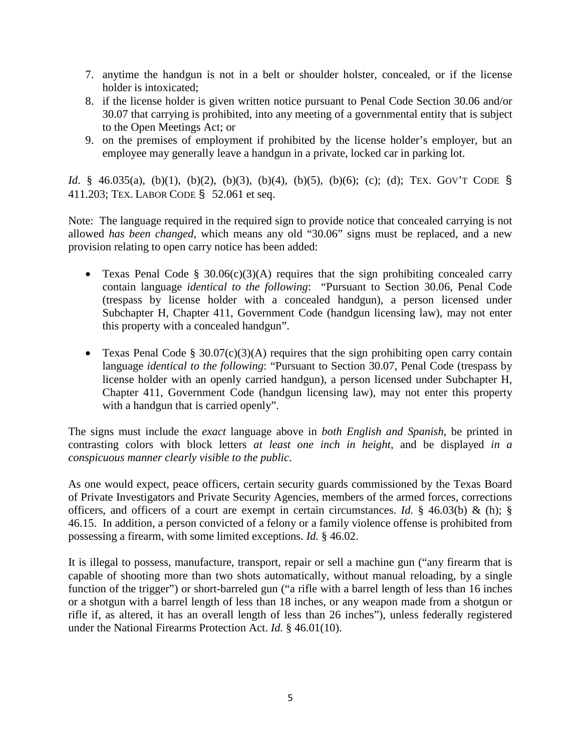7. anytime the handgun is not in a belt or shoulder holster, concealed, or if the license holder is intoxicated;
8. if the license holder is given written notice pursuant to Penal Code Section 30.06 and/or 30.07 that carrying is prohibited, into any meeting of a governmental entity that is subject to the Open Meetings Act; or
9. on the premises of employment if prohibited by the license holder's employer, but an employee may generally leave a handgun in a private, locked car in parking lot.

*Id*. § 46.035(a), (b)(1), (b)(2), (b)(3), (b)(4), (b)(5), (b)(6); (c); (d); TEX. GOV'T CODE § 411.203; TEX. LABOR CODE § 52.061 et seq.

Note: The language required in the required sign to provide notice that concealed carrying is not allowed *has been changed*, which means any old "30.06" signs must be replaced, and a new provision relating to open carry notice has been added:

- Texas Penal Code § 30.06(c)(3)(A) requires that the sign prohibiting concealed carry contain language *identical to the following*: "Pursuant to Section 30.06, Penal Code (trespass by license holder with a concealed handgun), a person licensed under Subchapter H, Chapter 411, Government Code (handgun licensing law), may not enter this property with a concealed handgun".

- Texas Penal Code § 30.07(c)(3)(A) requires that the sign prohibiting open carry contain language *identical to the following*: "Pursuant to Section 30.07, Penal Code (trespass by license holder with an openly carried handgun), a person licensed under Subchapter H, Chapter 411, Government Code (handgun licensing law), may not enter this property with a handgun that is carried openly".

The signs must include the *exact* language above in *both English and Spanish*, be printed in contrasting colors with block letters *at least one inch in height*, and be displayed *in a conspicuous manner clearly visible to the public*.

As one would expect, peace officers, certain security guards commissioned by the Texas Board of Private Investigators and Private Security Agencies, members of the armed forces, corrections officers, and officers of a court are exempt in certain circumstances. *Id.* § 46.03(b) & (h); § 46.15. In addition, a person convicted of a felony or a family violence offense is prohibited from possessing a firearm, with some limited exceptions. *Id.* § 46.02.

It is illegal to possess, manufacture, transport, repair or sell a machine gun ("any firearm that is capable of shooting more than two shots automatically, without manual reloading, by a single function of the trigger") or short-barreled gun ("a rifle with a barrel length of less than 16 inches or a shotgun with a barrel length of less than 18 inches, or any weapon made from a shotgun or rifle if, as altered, it has an overall length of less than 26 inches"), unless federally registered under the National Firearms Protection Act. *Id.* § 46.01(10).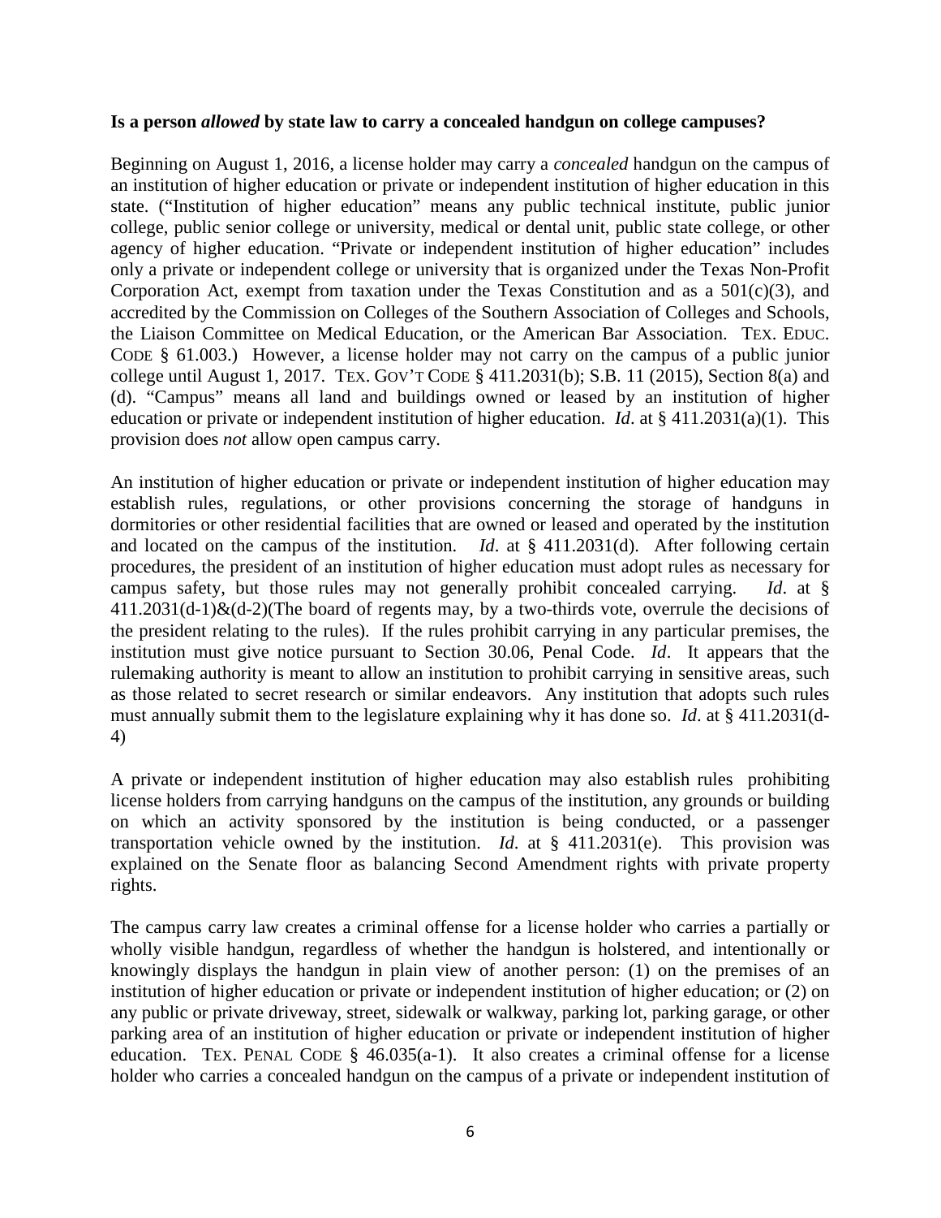**Is a person *allowed* by state law to carry a concealed handgun on college campuses?**

Beginning on August 1, 2016, a license holder may carry a *concealed* handgun on the campus of an institution of higher education or private or independent institution of higher education in this state. ("Institution of higher education" means any public technical institute, public junior college, public senior college or university, medical or dental unit, public state college, or other agency of higher education. "Private or independent institution of higher education" includes only a private or independent college or university that is organized under the Texas Non-Profit Corporation Act, exempt from taxation under the Texas Constitution and as a 501(c)(3), and accredited by the Commission on Colleges of the Southern Association of Colleges and Schools, the Liaison Committee on Medical Education, or the American Bar Association. TEX. EDUC. CODE § 61.003.) However, a license holder may not carry on the campus of a public junior college until August 1, 2017. TEX. GOV'T CODE § 411.2031(b); S.B. 11 (2015), Section 8(a) and (d). "Campus" means all land and buildings owned or leased by an institution of higher education or private or independent institution of higher education. *Id*. at § 411.2031(a)(1). This provision does *not* allow open campus carry.

An institution of higher education or private or independent institution of higher education may establish rules, regulations, or other provisions concerning the storage of handguns in dormitories or other residential facilities that are owned or leased and operated by the institution and located on the campus of the institution. *Id*. at § 411.2031(d). After following certain procedures, the president of an institution of higher education must adopt rules as necessary for campus safety, but those rules may not generally prohibit concealed carrying. *Id*. at § 411.2031(d-1)&(d-2)(The board of regents may, by a two-thirds vote, overrule the decisions of the president relating to the rules). If the rules prohibit carrying in any particular premises, the institution must give notice pursuant to Section 30.06, Penal Code. *Id*. It appears that the rulemaking authority is meant to allow an institution to prohibit carrying in sensitive areas, such as those related to secret research or similar endeavors. Any institution that adopts such rules must annually submit them to the legislature explaining why it has done so. *Id*. at § 411.2031(d-4)

A private or independent institution of higher education may also establish rules prohibiting license holders from carrying handguns on the campus of the institution, any grounds or building on which an activity sponsored by the institution is being conducted, or a passenger transportation vehicle owned by the institution. *Id*. at § 411.2031(e). This provision was explained on the Senate floor as balancing Second Amendment rights with private property rights.

The campus carry law creates a criminal offense for a license holder who carries a partially or wholly visible handgun, regardless of whether the handgun is holstered, and intentionally or knowingly displays the handgun in plain view of another person: (1) on the premises of an institution of higher education or private or independent institution of higher education; or (2) on any public or private driveway, street, sidewalk or walkway, parking lot, parking garage, or other parking area of an institution of higher education or private or independent institution of higher education. TEX. PENAL CODE § 46.035(a-1). It also creates a criminal offense for a license holder who carries a concealed handgun on the campus of a private or independent institution of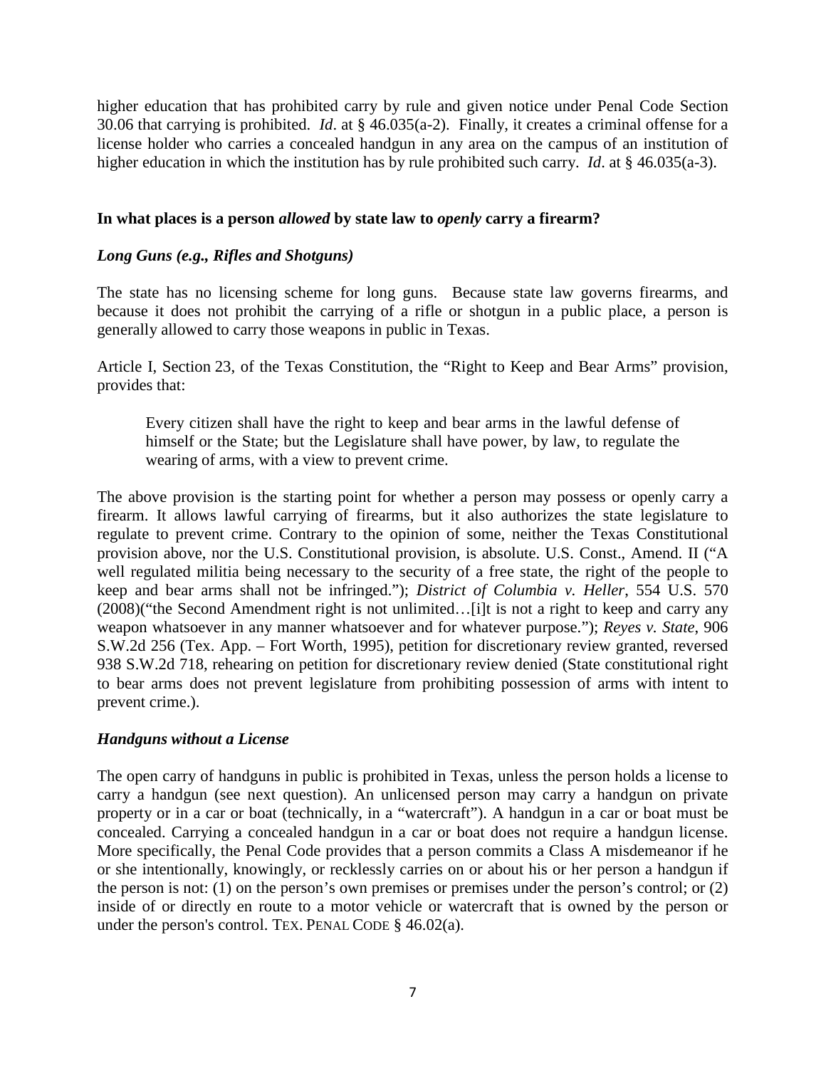higher education that has prohibited carry by rule and given notice under Penal Code Section 30.06 that carrying is prohibited. *Id*. at § 46.035(a-2). Finally, it creates a criminal offense for a license holder who carries a concealed handgun in any area on the campus of an institution of higher education in which the institution has by rule prohibited such carry. *Id*. at § 46.035(a-3).

**In what places is a person *allowed* by state law to *openly* carry a firearm?**

***Long Guns (e.g., Rifles and Shotguns)***

The state has no licensing scheme for long guns. Because state law governs firearms, and because it does not prohibit the carrying of a rifle or shotgun in a public place, a person is generally allowed to carry those weapons in public in Texas.

Article I, Section 23, of the Texas Constitution, the "Right to Keep and Bear Arms" provision, provides that:

> Every citizen shall have the right to keep and bear arms in the lawful defense of himself or the State; but the Legislature shall have power, by law, to regulate the wearing of arms, with a view to prevent crime.

The above provision is the starting point for whether a person may possess or openly carry a firearm. It allows lawful carrying of firearms, but it also authorizes the state legislature to regulate to prevent crime. Contrary to the opinion of some, neither the Texas Constitutional provision above, nor the U.S. Constitutional provision, is absolute. U.S. Const., Amend. II ("A well regulated militia being necessary to the security of a free state, the right of the people to keep and bear arms shall not be infringed."); *District of Columbia v. Heller*, 554 U.S. 570 (2008)("the Second Amendment right is not unlimited…[i]t is not a right to keep and carry any weapon whatsoever in any manner whatsoever and for whatever purpose."); *Reyes v. State*, 906 S.W.2d 256 (Tex. App. – Fort Worth, 1995), petition for discretionary review granted, reversed 938 S.W.2d 718, rehearing on petition for discretionary review denied (State constitutional right to bear arms does not prevent legislature from prohibiting possession of arms with intent to prevent crime.).

***Handguns without a License***

The open carry of handguns in public is prohibited in Texas, unless the person holds a license to carry a handgun (see next question). An unlicensed person may carry a handgun on private property or in a car or boat (technically, in a "watercraft"). A handgun in a car or boat must be concealed. Carrying a concealed handgun in a car or boat does not require a handgun license. More specifically, the Penal Code provides that a person commits a Class A misdemeanor if he or she intentionally, knowingly, or recklessly carries on or about his or her person a handgun if the person is not: (1) on the person's own premises or premises under the person's control; or (2) inside of or directly en route to a motor vehicle or watercraft that is owned by the person or under the person's control. TEX. PENAL CODE § 46.02(a).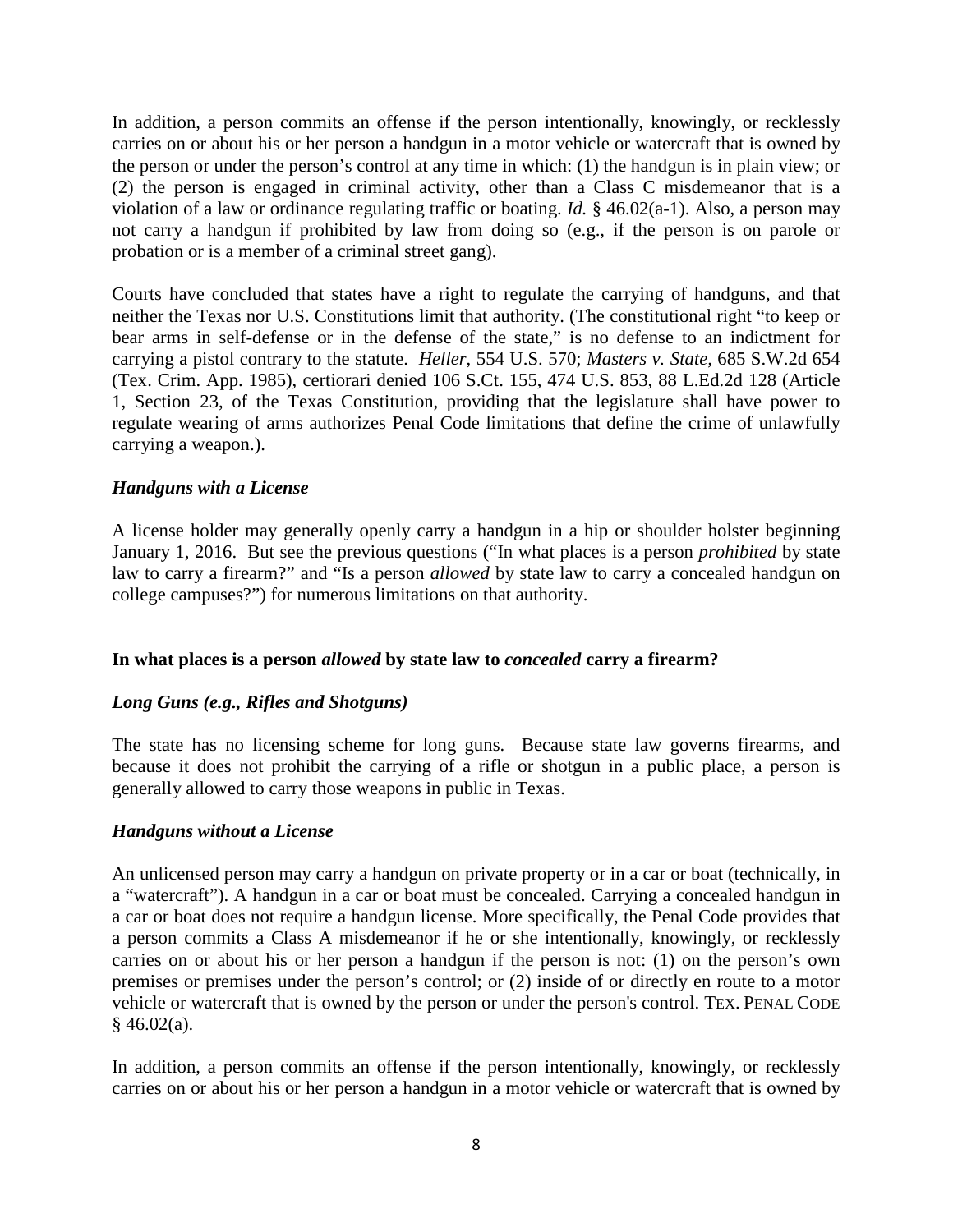In addition, a person commits an offense if the person intentionally, knowingly, or recklessly carries on or about his or her person a handgun in a motor vehicle or watercraft that is owned by the person or under the person's control at any time in which: (1) the handgun is in plain view; or (2) the person is engaged in criminal activity, other than a Class C misdemeanor that is a violation of a law or ordinance regulating traffic or boating. *Id.* § 46.02(a-1). Also, a person may not carry a handgun if prohibited by law from doing so (e.g., if the person is on parole or probation or is a member of a criminal street gang).

Courts have concluded that states have a right to regulate the carrying of handguns, and that neither the Texas nor U.S. Constitutions limit that authority. (The constitutional right "to keep or bear arms in self-defense or in the defense of the state," is no defense to an indictment for carrying a pistol contrary to the statute. *Heller*, 554 U.S. 570; *Masters v. State*, 685 S.W.2d 654 (Tex. Crim. App. 1985), certiorari denied 106 S.Ct. 155, 474 U.S. 853, 88 L.Ed.2d 128 (Article 1, Section 23, of the Texas Constitution, providing that the legislature shall have power to regulate wearing of arms authorizes Penal Code limitations that define the crime of unlawfully carrying a weapon.).

***Handguns with a License***

A license holder may generally openly carry a handgun in a hip or shoulder holster beginning January 1, 2016. But see the previous questions ("In what places is a person *prohibited* by state law to carry a firearm?" and "Is a person *allowed* by state law to carry a concealed handgun on college campuses?") for numerous limitations on that authority.

**In what places is a person *allowed* by state law to *concealed* carry a firearm?**

***Long Guns (e.g., Rifles and Shotguns)***

The state has no licensing scheme for long guns. Because state law governs firearms, and because it does not prohibit the carrying of a rifle or shotgun in a public place, a person is generally allowed to carry those weapons in public in Texas.

***Handguns without a License***

An unlicensed person may carry a handgun on private property or in a car or boat (technically, in a "watercraft"). A handgun in a car or boat must be concealed. Carrying a concealed handgun in a car or boat does not require a handgun license. More specifically, the Penal Code provides that a person commits a Class A misdemeanor if he or she intentionally, knowingly, or recklessly carries on or about his or her person a handgun if the person is not: (1) on the person's own premises or premises under the person's control; or (2) inside of or directly en route to a motor vehicle or watercraft that is owned by the person or under the person's control. TEX. PENAL CODE § 46.02(a).

In addition, a person commits an offense if the person intentionally, knowingly, or recklessly carries on or about his or her person a handgun in a motor vehicle or watercraft that is owned by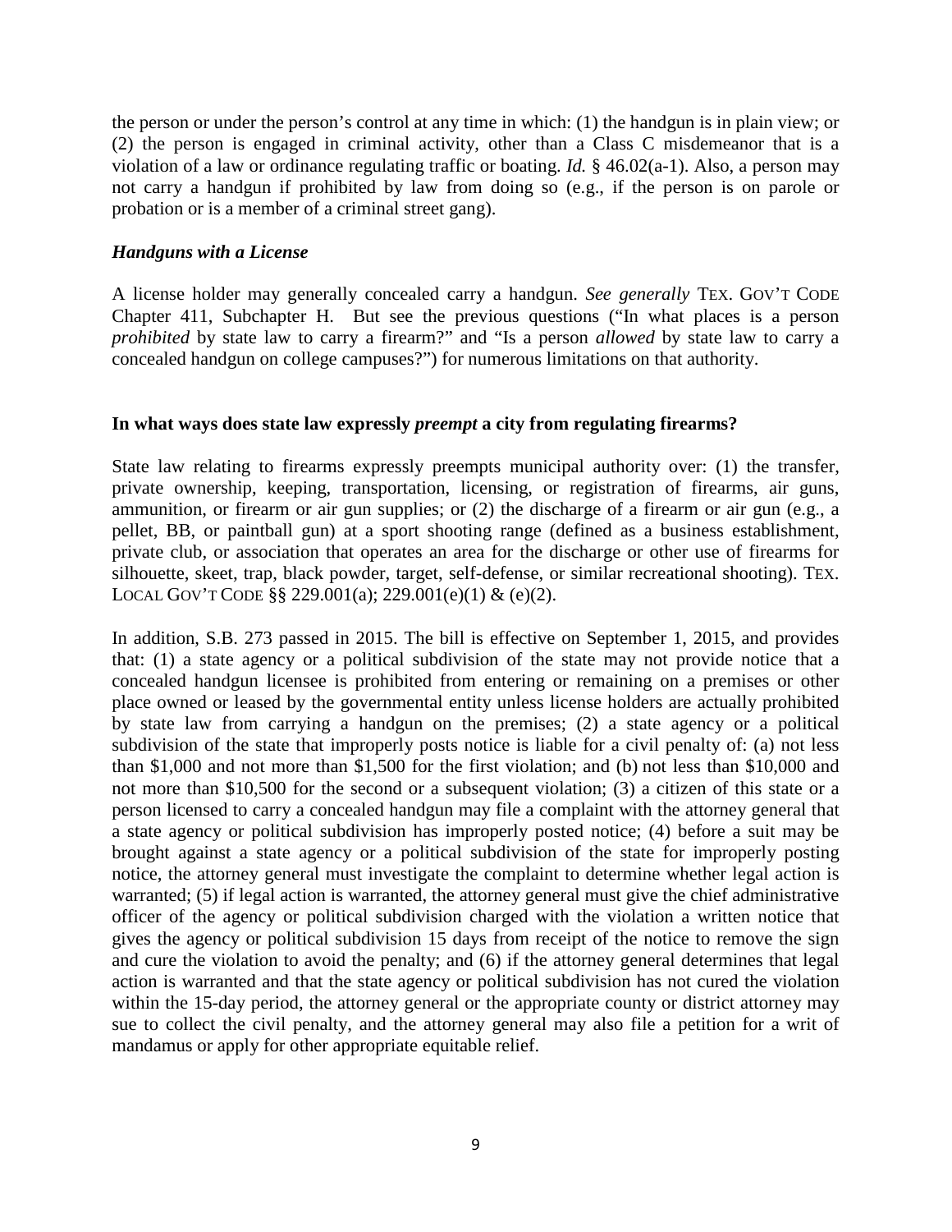the person or under the person's control at any time in which: (1) the handgun is in plain view; or (2) the person is engaged in criminal activity, other than a Class C misdemeanor that is a violation of a law or ordinance regulating traffic or boating. *Id.* § 46.02(a-1). Also, a person may not carry a handgun if prohibited by law from doing so (e.g., if the person is on parole or probation or is a member of a criminal street gang).

***Handguns with a License***

A license holder may generally concealed carry a handgun. *See generally* TEX. GOV'T CODE Chapter 411, Subchapter H. But see the previous questions ("In what places is a person *prohibited* by state law to carry a firearm?" and "Is a person *allowed* by state law to carry a concealed handgun on college campuses?") for numerous limitations on that authority.

**In what ways does state law expressly *preempt* a city from regulating firearms?**

State law relating to firearms expressly preempts municipal authority over: (1) the transfer, private ownership, keeping, transportation, licensing, or registration of firearms, air guns, ammunition, or firearm or air gun supplies; or (2) the discharge of a firearm or air gun (e.g., a pellet, BB, or paintball gun) at a sport shooting range (defined as a business establishment, private club, or association that operates an area for the discharge or other use of firearms for silhouette, skeet, trap, black powder, target, self-defense, or similar recreational shooting). TEX. LOCAL GOV'T CODE §§ 229.001(a); 229.001(e)(1) & (e)(2).

In addition, S.B. 273 passed in 2015. The bill is effective on September 1, 2015, and provides that: (1) a state agency or a political subdivision of the state may not provide notice that a concealed handgun licensee is prohibited from entering or remaining on a premises or other place owned or leased by the governmental entity unless license holders are actually prohibited by state law from carrying a handgun on the premises; (2) a state agency or a political subdivision of the state that improperly posts notice is liable for a civil penalty of: (a) not less than \$1,000 and not more than \$1,500 for the first violation; and (b) not less than \$10,000 and not more than \$10,500 for the second or a subsequent violation; (3) a citizen of this state or a person licensed to carry a concealed handgun may file a complaint with the attorney general that a state agency or political subdivision has improperly posted notice; (4) before a suit may be brought against a state agency or a political subdivision of the state for improperly posting notice, the attorney general must investigate the complaint to determine whether legal action is warranted; (5) if legal action is warranted, the attorney general must give the chief administrative officer of the agency or political subdivision charged with the violation a written notice that gives the agency or political subdivision 15 days from receipt of the notice to remove the sign and cure the violation to avoid the penalty; and (6) if the attorney general determines that legal action is warranted and that the state agency or political subdivision has not cured the violation within the 15-day period, the attorney general or the appropriate county or district attorney may sue to collect the civil penalty, and the attorney general may also file a petition for a writ of mandamus or apply for other appropriate equitable relief.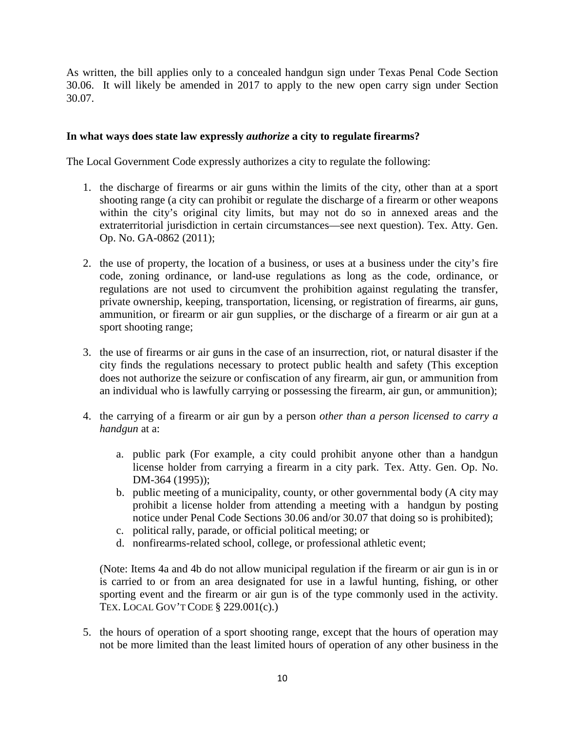As written, the bill applies only to a concealed handgun sign under Texas Penal Code Section 30.06. It will likely be amended in 2017 to apply to the new open carry sign under Section 30.07.

**In what ways does state law expressly *authorize* a city to regulate firearms?**

The Local Government Code expressly authorizes a city to regulate the following:

1. the discharge of firearms or air guns within the limits of the city, other than at a sport shooting range (a city can prohibit or regulate the discharge of a firearm or other weapons within the city's original city limits, but may not do so in annexed areas and the extraterritorial jurisdiction in certain circumstances—see next question). Tex. Atty. Gen. Op. No. GA-0862 (2011);

2. the use of property, the location of a business, or uses at a business under the city's fire code, zoning ordinance, or land-use regulations as long as the code, ordinance, or regulations are not used to circumvent the prohibition against regulating the transfer, private ownership, keeping, transportation, licensing, or registration of firearms, air guns, ammunition, or firearm or air gun supplies, or the discharge of a firearm or air gun at a sport shooting range;

3. the use of firearms or air guns in the case of an insurrection, riot, or natural disaster if the city finds the regulations necessary to protect public health and safety (This exception does not authorize the seizure or confiscation of any firearm, air gun, or ammunition from an individual who is lawfully carrying or possessing the firearm, air gun, or ammunition);

4. the carrying of a firearm or air gun by a person *other than a person licensed to carry a handgun* at a:

    a. public park (For example, a city could prohibit anyone other than a handgun license holder from carrying a firearm in a city park. Tex. Atty. Gen. Op. No. DM-364 (1995));
    b. public meeting of a municipality, county, or other governmental body (A city may prohibit a license holder from attending a meeting with a handgun by posting notice under Penal Code Sections 30.06 and/or 30.07 that doing so is prohibited);
    c. political rally, parade, or official political meeting; or
    d. nonfirearms-related school, college, or professional athletic event;

    (Note: Items 4a and 4b do not allow municipal regulation if the firearm or air gun is in or is carried to or from an area designated for use in a lawful hunting, fishing, or other sporting event and the firearm or air gun is of the type commonly used in the activity. TEX. LOCAL GOV'T CODE § 229.001(c).)

5. the hours of operation of a sport shooting range, except that the hours of operation may not be more limited than the least limited hours of operation of any other business in the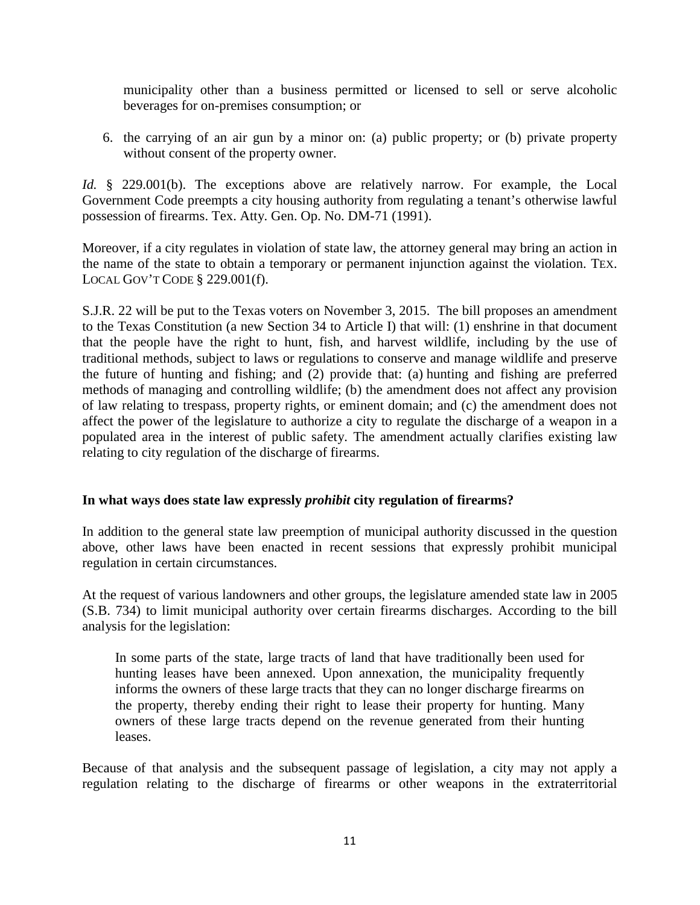municipality other than a business permitted or licensed to sell or serve alcoholic beverages for on-premises consumption; or

6. the carrying of an air gun by a minor on: (a) public property; or (b) private property without consent of the property owner.

*Id.* § 229.001(b). The exceptions above are relatively narrow. For example, the Local Government Code preempts a city housing authority from regulating a tenant's otherwise lawful possession of firearms. Tex. Atty. Gen. Op. No. DM-71 (1991).

Moreover, if a city regulates in violation of state law, the attorney general may bring an action in the name of the state to obtain a temporary or permanent injunction against the violation. TEX. LOCAL GOV'T CODE § 229.001(f).

S.J.R. 22 will be put to the Texas voters on November 3, 2015. The bill proposes an amendment to the Texas Constitution (a new Section 34 to Article I) that will: (1) enshrine in that document that the people have the right to hunt, fish, and harvest wildlife, including by the use of traditional methods, subject to laws or regulations to conserve and manage wildlife and preserve the future of hunting and fishing; and (2) provide that: (a) hunting and fishing are preferred methods of managing and controlling wildlife; (b) the amendment does not affect any provision of law relating to trespass, property rights, or eminent domain; and (c) the amendment does not affect the power of the legislature to authorize a city to regulate the discharge of a weapon in a populated area in the interest of public safety. The amendment actually clarifies existing law relating to city regulation of the discharge of firearms.

**In what ways does state law expressly *prohibit* city regulation of firearms?**

In addition to the general state law preemption of municipal authority discussed in the question above, other laws have been enacted in recent sessions that expressly prohibit municipal regulation in certain circumstances.

At the request of various landowners and other groups, the legislature amended state law in 2005 (S.B. 734) to limit municipal authority over certain firearms discharges. According to the bill analysis for the legislation:

> In some parts of the state, large tracts of land that have traditionally been used for hunting leases have been annexed. Upon annexation, the municipality frequently informs the owners of these large tracts that they can no longer discharge firearms on the property, thereby ending their right to lease their property for hunting. Many owners of these large tracts depend on the revenue generated from their hunting leases.

Because of that analysis and the subsequent passage of legislation, a city may not apply a regulation relating to the discharge of firearms or other weapons in the extraterritorial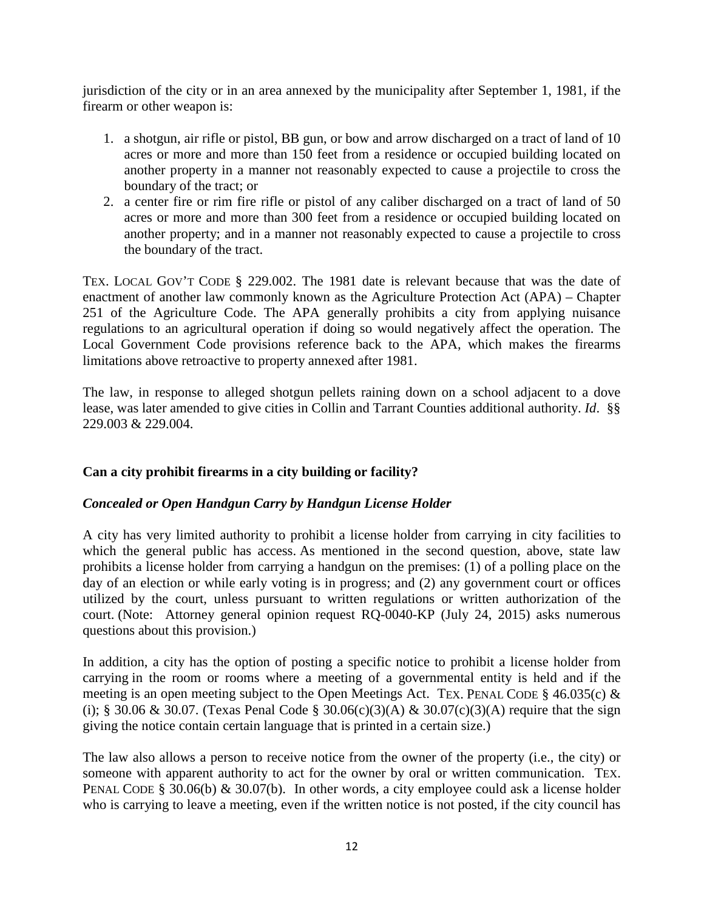jurisdiction of the city or in an area annexed by the municipality after September 1, 1981, if the firearm or other weapon is:

1. a shotgun, air rifle or pistol, BB gun, or bow and arrow discharged on a tract of land of 10 acres or more and more than 150 feet from a residence or occupied building located on another property in a manner not reasonably expected to cause a projectile to cross the boundary of the tract; or
2. a center fire or rim fire rifle or pistol of any caliber discharged on a tract of land of 50 acres or more and more than 300 feet from a residence or occupied building located on another property; and in a manner not reasonably expected to cause a projectile to cross the boundary of the tract.

TEX. LOCAL GOV'T CODE § 229.002. The 1981 date is relevant because that was the date of enactment of another law commonly known as the Agriculture Protection Act (APA) – Chapter 251 of the Agriculture Code. The APA generally prohibits a city from applying nuisance regulations to an agricultural operation if doing so would negatively affect the operation. The Local Government Code provisions reference back to the APA, which makes the firearms limitations above retroactive to property annexed after 1981.

The law, in response to alleged shotgun pellets raining down on a school adjacent to a dove lease, was later amended to give cities in Collin and Tarrant Counties additional authority. *Id*. §§ 229.003 & 229.004.

**Can a city prohibit firearms in a city building or facility?**

***Concealed or Open Handgun Carry by Handgun License Holder***

A city has very limited authority to prohibit a license holder from carrying in city facilities to which the general public has access. As mentioned in the second question, above, state law prohibits a license holder from carrying a handgun on the premises: (1) of a polling place on the day of an election or while early voting is in progress; and (2) any government court or offices utilized by the court, unless pursuant to written regulations or written authorization of the court. (Note: Attorney general opinion request RQ-0040-KP (July 24, 2015) asks numerous questions about this provision.)

In addition, a city has the option of posting a specific notice to prohibit a license holder from carrying in the room or rooms where a meeting of a governmental entity is held and if the meeting is an open meeting subject to the Open Meetings Act. TEX. PENAL CODE § 46.035(c) & (i); § 30.06 & 30.07. (Texas Penal Code § 30.06(c)(3)(A) & 30.07(c)(3)(A) require that the sign giving the notice contain certain language that is printed in a certain size.)

The law also allows a person to receive notice from the owner of the property (i.e., the city) or someone with apparent authority to act for the owner by oral or written communication. TEX. PENAL CODE § 30.06(b) & 30.07(b). In other words, a city employee could ask a license holder who is carrying to leave a meeting, even if the written notice is not posted, if the city council has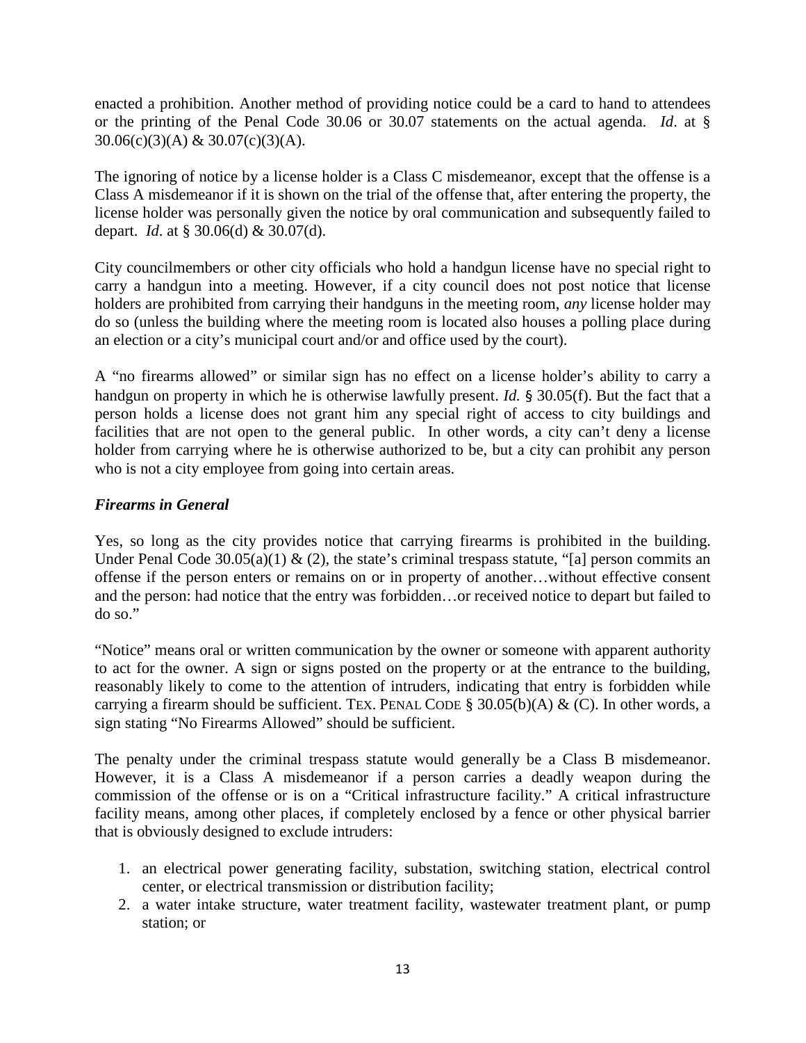enacted a prohibition. Another method of providing notice could be a card to hand to attendees or the printing of the Penal Code 30.06 or 30.07 statements on the actual agenda. *Id*. at § 30.06(c)(3)(A) & 30.07(c)(3)(A).

The ignoring of notice by a license holder is a Class C misdemeanor, except that the offense is a Class A misdemeanor if it is shown on the trial of the offense that, after entering the property, the license holder was personally given the notice by oral communication and subsequently failed to depart. *Id*. at § 30.06(d) & 30.07(d).

City councilmembers or other city officials who hold a handgun license have no special right to carry a handgun into a meeting. However, if a city council does not post notice that license holders are prohibited from carrying their handguns in the meeting room, *any* license holder may do so (unless the building where the meeting room is located also houses a polling place during an election or a city's municipal court and/or and office used by the court).

A "no firearms allowed" or similar sign has no effect on a license holder's ability to carry a handgun on property in which he is otherwise lawfully present. *Id.* § 30.05(f). But the fact that a person holds a license does not grant him any special right of access to city buildings and facilities that are not open to the general public. In other words, a city can't deny a license holder from carrying where he is otherwise authorized to be, but a city can prohibit any person who is not a city employee from going into certain areas.

### *Firearms in General*

Yes, so long as the city provides notice that carrying firearms is prohibited in the building. Under Penal Code 30.05(a)(1) & (2), the state's criminal trespass statute, "[a] person commits an offense if the person enters or remains on or in property of another…without effective consent and the person: had notice that the entry was forbidden…or received notice to depart but failed to do so."

"Notice" means oral or written communication by the owner or someone with apparent authority to act for the owner. A sign or signs posted on the property or at the entrance to the building, reasonably likely to come to the attention of intruders, indicating that entry is forbidden while carrying a firearm should be sufficient. TEX. PENAL CODE § 30.05(b)(A) & (C). In other words, a sign stating "No Firearms Allowed" should be sufficient.

The penalty under the criminal trespass statute would generally be a Class B misdemeanor. However, it is a Class A misdemeanor if a person carries a deadly weapon during the commission of the offense or is on a "Critical infrastructure facility." A critical infrastructure facility means, among other places, if completely enclosed by a fence or other physical barrier that is obviously designed to exclude intruders:

1. an electrical power generating facility, substation, switching station, electrical control center, or electrical transmission or distribution facility;
2. a water intake structure, water treatment facility, wastewater treatment plant, or pump station; or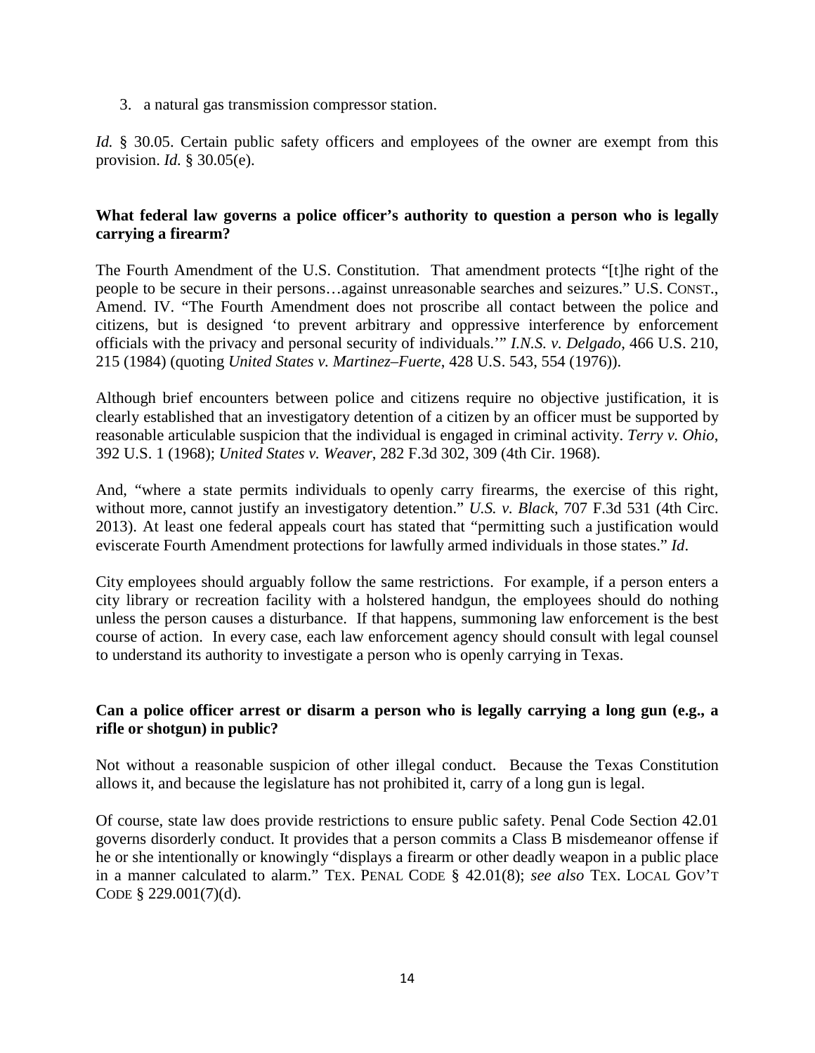3. a natural gas transmission compressor station.

*Id.* § 30.05. Certain public safety officers and employees of the owner are exempt from this provision. *Id.* § 30.05(e).

**What federal law governs a police officer's authority to question a person who is legally carrying a firearm?**

The Fourth Amendment of the U.S. Constitution. That amendment protects "[t]he right of the people to be secure in their persons…against unreasonable searches and seizures." U.S. CONST., Amend. IV. "The Fourth Amendment does not proscribe all contact between the police and citizens, but is designed 'to prevent arbitrary and oppressive interference by enforcement officials with the privacy and personal security of individuals.'" *I.N.S. v. Delgado*, 466 U.S. 210, 215 (1984) (quoting *United States v. Martinez–Fuerte*, 428 U.S. 543, 554 (1976)).

Although brief encounters between police and citizens require no objective justification, it is clearly established that an investigatory detention of a citizen by an officer must be supported by reasonable articulable suspicion that the individual is engaged in criminal activity. *Terry v. Ohio*, 392 U.S. 1 (1968); *United States v. Weaver*, 282 F.3d 302, 309 (4th Cir. 1968).

And, "where a state permits individuals to openly carry firearms, the exercise of this right, without more, cannot justify an investigatory detention." *U.S. v. Black*, 707 F.3d 531 (4th Circ. 2013). At least one federal appeals court has stated that "permitting such a justification would eviscerate Fourth Amendment protections for lawfully armed individuals in those states." *Id*.

City employees should arguably follow the same restrictions. For example, if a person enters a city library or recreation facility with a holstered handgun, the employees should do nothing unless the person causes a disturbance. If that happens, summoning law enforcement is the best course of action. In every case, each law enforcement agency should consult with legal counsel to understand its authority to investigate a person who is openly carrying in Texas.

**Can a police officer arrest or disarm a person who is legally carrying a long gun (e.g., a rifle or shotgun) in public?**

Not without a reasonable suspicion of other illegal conduct. Because the Texas Constitution allows it, and because the legislature has not prohibited it, carry of a long gun is legal.

Of course, state law does provide restrictions to ensure public safety. Penal Code Section 42.01 governs disorderly conduct. It provides that a person commits a Class B misdemeanor offense if he or she intentionally or knowingly "displays a firearm or other deadly weapon in a public place in a manner calculated to alarm." TEX. PENAL CODE § 42.01(8); *see also* TEX. LOCAL GOV'T CODE § 229.001(7)(d).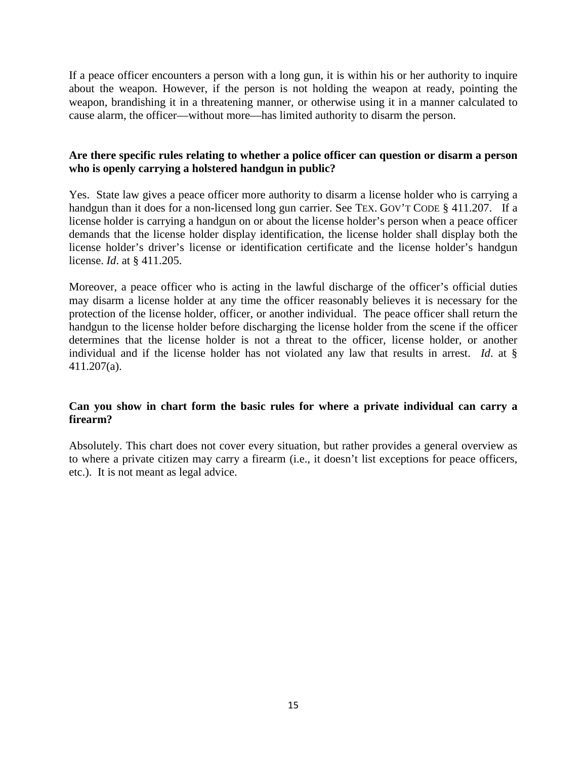If a peace officer encounters a person with a long gun, it is within his or her authority to inquire about the weapon. However, if the person is not holding the weapon at ready, pointing the weapon, brandishing it in a threatening manner, or otherwise using it in a manner calculated to cause alarm, the officer—without more—has limited authority to disarm the person.

**Are there specific rules relating to whether a police officer can question or disarm a person who is openly carrying a holstered handgun in public?**

Yes. State law gives a peace officer more authority to disarm a license holder who is carrying a handgun than it does for a non-licensed long gun carrier. See TEX. GOV'T CODE § 411.207. If a license holder is carrying a handgun on or about the license holder's person when a peace officer demands that the license holder display identification, the license holder shall display both the license holder's driver's license or identification certificate and the license holder's handgun license. *Id*. at § 411.205.

Moreover, a peace officer who is acting in the lawful discharge of the officer's official duties may disarm a license holder at any time the officer reasonably believes it is necessary for the protection of the license holder, officer, or another individual. The peace officer shall return the handgun to the license holder before discharging the license holder from the scene if the officer determines that the license holder is not a threat to the officer, license holder, or another individual and if the license holder has not violated any law that results in arrest. *Id*. at § 411.207(a).

**Can you show in chart form the basic rules for where a private individual can carry a firearm?**

Absolutely. This chart does not cover every situation, but rather provides a general overview as to where a private citizen may carry a firearm (i.e., it doesn't list exceptions for peace officers, etc.). It is not meant as legal advice.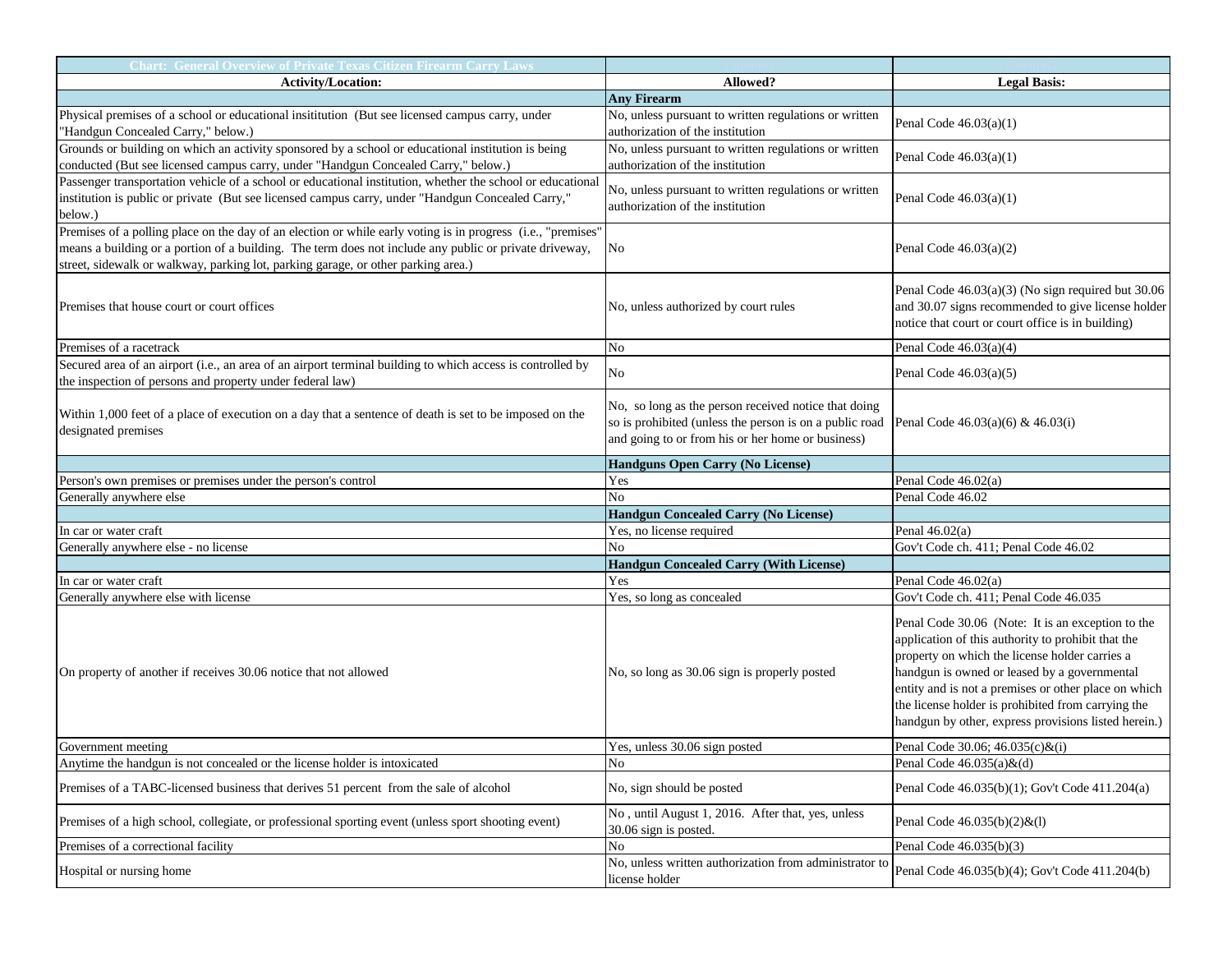| Chart: General Overview of Private Texas Citizen Firearm Carry Laws | | |
|---|---|---|
| **Activity/Location:** | **Allowed?** | **Legal Basis:** |
| | **Any Firearm** | |
| Physical premises of a school or educational insititution (But see licensed campus carry, under "Handgun Concealed Carry," below.) | No, unless pursuant to written regulations or written authorization of the institution | Penal Code 46.03(a)(1) |
| Grounds or building on which an activity sponsored by a school or educational institution is being conducted (But see licensed campus carry, under "Handgun Concealed Carry," below.) | No, unless pursuant to written regulations or written authorization of the institution | Penal Code 46.03(a)(1) |
| Passenger transportation vehicle of a school or educational institution, whether the school or educational institution is public or private (But see licensed campus carry, under "Handgun Concealed Carry," below.) | No, unless pursuant to written regulations or written authorization of the institution | Penal Code 46.03(a)(1) |
| Premises of a polling place on the day of an election or while early voting is in progress (i.e., "premises" means a building or a portion of a building. The term does not include any public or private driveway, street, sidewalk or walkway, parking lot, parking garage, or other parking area.) | No | Penal Code 46.03(a)(2) |
| Premises that house court or court offices | No, unless authorized by court rules | Penal Code 46.03(a)(3) (No sign required but 30.06 and 30.07 signs recommended to give license holder notice that court or court office is in building) |
| Premises of a racetrack | No | Penal Code 46.03(a)(4) |
| Secured area of an airport (i.e., an area of an airport terminal building to which access is controlled by the inspection of persons and property under federal law) | No | Penal Code 46.03(a)(5) |
| Within 1,000 feet of a place of execution on a day that a sentence of death is set to be imposed on the designated premises | No, so long as the person received notice that doing so is prohibited (unless the person is on a public road and going to or from his or her home or business) | Penal Code 46.03(a)(6) & 46.03(i) |
| | **Handguns Open Carry (No License)** | |
| Person's own premises or premises under the person's control | Yes | Penal Code 46.02(a) |
| Generally anywhere else | No | Penal Code 46.02 |
| | **Handgun Concealed Carry (No License)** | |
| In car or water craft | Yes, no license required | Penal 46.02(a) |
| Generally anywhere else - no license | No | Gov't Code ch. 411; Penal Code 46.02 |
| | **Handgun Concealed Carry (With License)** | |
| In car or water craft | Yes | Penal Code 46.02(a) |
| Generally anywhere else with license | Yes, so long as concealed | Gov't Code ch. 411; Penal Code 46.035 |
| On property of another if receives 30.06 notice that not allowed | No, so long as 30.06 sign is properly posted | Penal Code 30.06 (Note: It is an exception to the application of this authority to prohibit that the property on which the license holder carries a handgun is owned or leased by a governmental entity and is not a premises or other place on which the license holder is prohibited from carrying the handgun by other, express provisions listed herein.) |
| Government meeting | Yes, unless 30.06 sign posted | Penal Code 30.06; 46.035(c)&(i) |
| Anytime the handgun is not concealed or the license holder is intoxicated | No | Penal Code 46.035(a)&(d) |
| Premises of a TABC-licensed business that derives 51 percent from the sale of alcohol | No, sign should be posted | Penal Code 46.035(b)(1); Gov't Code 411.204(a) |
| Premises of a high school, collegiate, or professional sporting event (unless sport shooting event) | No , until August 1, 2016. After that, yes, unless 30.06 sign is posted. | Penal Code 46.035(b)(2)&(l) |
| Premises of a correctional facility | No | Penal Code 46.035(b)(3) |
| Hospital or nursing home | No, unless written authorization from administrator to license holder | Penal Code 46.035(b)(4); Gov't Code 411.204(b) |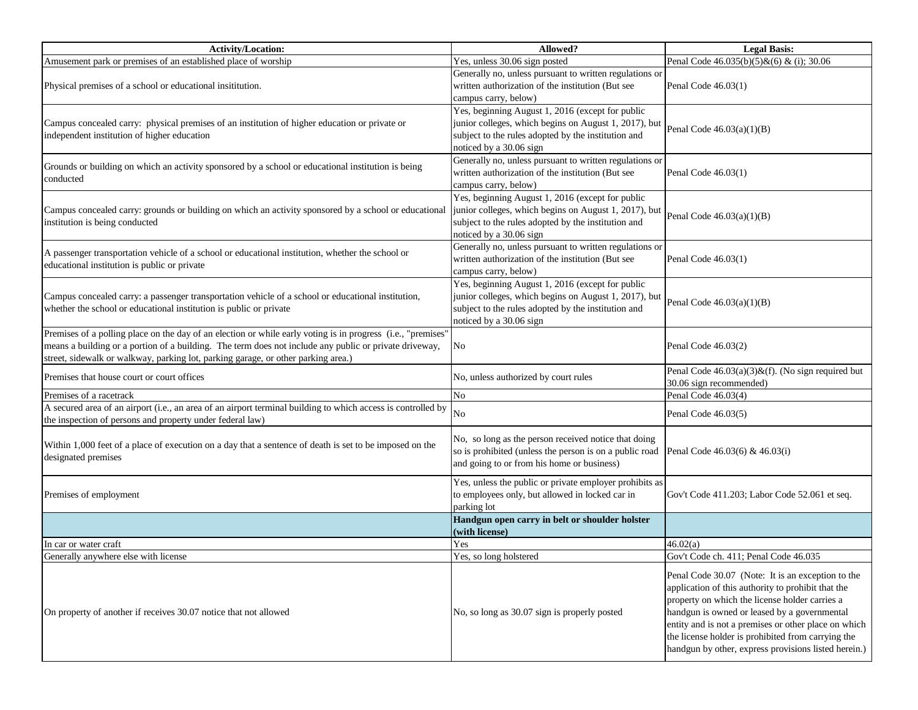| Activity/Location: | Allowed? | Legal Basis: |
|---|---|---|
| Amusement park or premises of an established place of worship | Yes, unless 30.06 sign posted | Penal Code 46.035(b)(5)&(6) & (i); 30.06 |
| Physical premises of a school or educational insititution. | Generally no, unless pursuant to written regulations or written authorization of the institution (But see campus carry, below) | Penal Code 46.03(1) |
| Campus concealed carry: physical premises of an institution of higher education or private or independent institution of higher education | Yes, beginning August 1, 2016 (except for public junior colleges, which begins on August 1, 2017), but subject to the rules adopted by the institution and noticed by a 30.06 sign | Penal Code 46.03(a)(1)(B) |
| Grounds or building on which an activity sponsored by a school or educational institution is being conducted | Generally no, unless pursuant to written regulations or written authorization of the institution (But see campus carry, below) | Penal Code 46.03(1) |
| Campus concealed carry: grounds or building on which an activity sponsored by a school or educational institution is being conducted | Yes, beginning August 1, 2016 (except for public junior colleges, which begins on August 1, 2017), but subject to the rules adopted by the institution and noticed by a 30.06 sign | Penal Code 46.03(a)(1)(B) |
| A passenger transportation vehicle of a school or educational institution, whether the school or educational institution is public or private | Generally no, unless pursuant to written regulations or written authorization of the institution (But see campus carry, below) | Penal Code 46.03(1) |
| Campus concealed carry: a passenger transportation vehicle of a school or educational institution, whether the school or educational institution is public or private | Yes, beginning August 1, 2016 (except for public junior colleges, which begins on August 1, 2017), but subject to the rules adopted by the institution and noticed by a 30.06 sign | Penal Code 46.03(a)(1)(B) |
| Premises of a polling place on the day of an election or while early voting is in progress (i.e., "premises" means a building or a portion of a building. The term does not include any public or private driveway, street, sidewalk or walkway, parking lot, parking garage, or other parking area.) | No | Penal Code 46.03(2) |
| Premises that house court or court offices | No, unless authorized by court rules | Penal Code 46.03(a)(3)&(f). (No sign required but 30.06 sign recommended) |
| Premises of a racetrack | No | Penal Code 46.03(4) |
| A secured area of an airport (i.e., an area of an airport terminal building to which access is controlled by the inspection of persons and property under federal law) | No | Penal Code 46.03(5) |
| Within 1,000 feet of a place of execution on a day that a sentence of death is set to be imposed on the designated premises | No, so long as the person received notice that doing so is prohibited (unless the person is on a public road and going to or from his home or business) | Penal Code 46.03(6) & 46.03(i) |
| Premises of employment | Yes, unless the public or private employer prohibits as to employees only, but allowed in locked car in parking lot | Gov't Code 411.203; Labor Code 52.061 et seq. |
| | **Handgun open carry in belt or shoulder holster (with license)** | |
| In car or water craft | Yes | 46.02(a) |
| Generally anywhere else with license | Yes, so long holstered | Gov't Code ch. 411; Penal Code 46.035 |
| On property of another if receives 30.07 notice that not allowed | No, so long as 30.07 sign is properly posted | Penal Code 30.07 (Note: It is an exception to the application of this authority to prohibit that the property on which the license holder carries a handgun is owned or leased by a governmental entity and is not a premises or other place on which the license holder is prohibited from carrying the handgun by other, express provisions listed herein.) |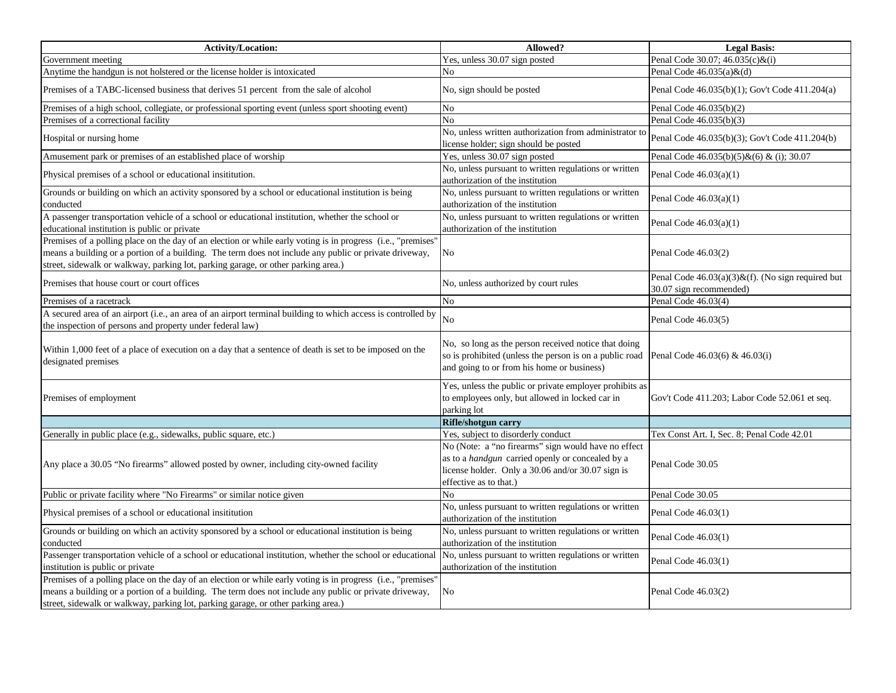| Activity/Location: | Allowed? | Legal Basis: |
|---|---|---|
| Government meeting | Yes, unless 30.07 sign posted | Penal Code 30.07; 46.035(c)&(i) |
| Anytime the handgun is not holstered or the license holder is intoxicated | No | Penal Code 46.035(a)&(d) |
| Premises of a TABC-licensed business that derives 51 percent from the sale of alcohol | No, sign should be posted | Penal Code 46.035(b)(1); Gov't Code 411.204(a) |
| Premises of a high school, collegiate, or professional sporting event (unless sport shooting event) | No | Penal Code 46.035(b)(2) |
| Premises of a correctional facility | No | Penal Code 46.035(b)(3) |
| Hospital or nursing home | No, unless written authorization from administrator to license holder; sign should be posted | Penal Code 46.035(b)(3); Gov't Code 411.204(b) |
| Amusement park or premises of an established place of worship | Yes, unless 30.07 sign posted | Penal Code 46.035(b)(5)&(6) & (i); 30.07 |
| Physical premises of a school or educational insititution. | No, unless pursuant to written regulations or written authorization of the institution | Penal Code 46.03(a)(1) |
| Grounds or building on which an activity sponsored by a school or educational institution is being conducted | No, unless pursuant to written regulations or written authorization of the institution | Penal Code 46.03(a)(1) |
| A passenger transportation vehicle of a school or educational institution, whether the school or educational institution is public or private | No, unless pursuant to written regulations or written authorization of the institution | Penal Code 46.03(a)(1) |
| Premises of a polling place on the day of an election or while early voting is in progress (i.e., "premises" means a building or a portion of a building. The term does not include any public or private driveway, street, sidewalk or walkway, parking lot, parking garage, or other parking area.) | No | Penal Code 46.03(2) |
| Premises that house court or court offices | No, unless authorized by court rules | Penal Code 46.03(a)(3)&(f). (No sign required but 30.07 sign recommended) |
| Premises of a racetrack | No | Penal Code 46.03(4) |
| A secured area of an airport (i.e., an area of an airport terminal building to which access is controlled by the inspection of persons and property under federal law) | No | Penal Code 46.03(5) |
| Within 1,000 feet of a place of execution on a day that a sentence of death is set to be imposed on the designated premises | No, so long as the person received notice that doing so is prohibited (unless the person is on a public road and going to or from his home or business) | Penal Code 46.03(6) & 46.03(i) |
| Premises of employment | Yes, unless the public or private employer prohibits as to employees only, but allowed in locked car in parking lot | Gov't Code 411.203; Labor Code 52.061 et seq. |
| | **Rifle/shotgun carry** | |
| Generally in public place (e.g., sidewalks, public square, etc.) | Yes, subject to disorderly conduct | Tex Const Art. I, Sec. 8; Penal Code 42.01 |
| Any place a 30.05 "No firearms" allowed posted by owner, including city-owned facility | No (Note: a "no firearms" sign would have no effect as to a *handgun* carried openly or concealed by a license holder. Only a 30.06 and/or 30.07 sign is effective as to that.) | Penal Code 30.05 |
| Public or private facility where "No Firearms" or similar notice given | No | Penal Code 30.05 |
| Physical premises of a school or educational insititution | No, unless pursuant to written regulations or written authorization of the institution | Penal Code 46.03(1) |
| Grounds or building on which an activity sponsored by a school or educational institution is being conducted | No, unless pursuant to written regulations or written authorization of the institution | Penal Code 46.03(1) |
| Passenger transportation vehicle of a school or educational institution, whether the school or educational institution is public or private | No, unless pursuant to written regulations or written authorization of the institution | Penal Code 46.03(1) |
| Premises of a polling place on the day of an election or while early voting is in progress (i.e., "premises" means a building or a portion of a building. The term does not include any public or private driveway, street, sidewalk or walkway, parking lot, parking garage, or other parking area.) | No | Penal Code 46.03(2) |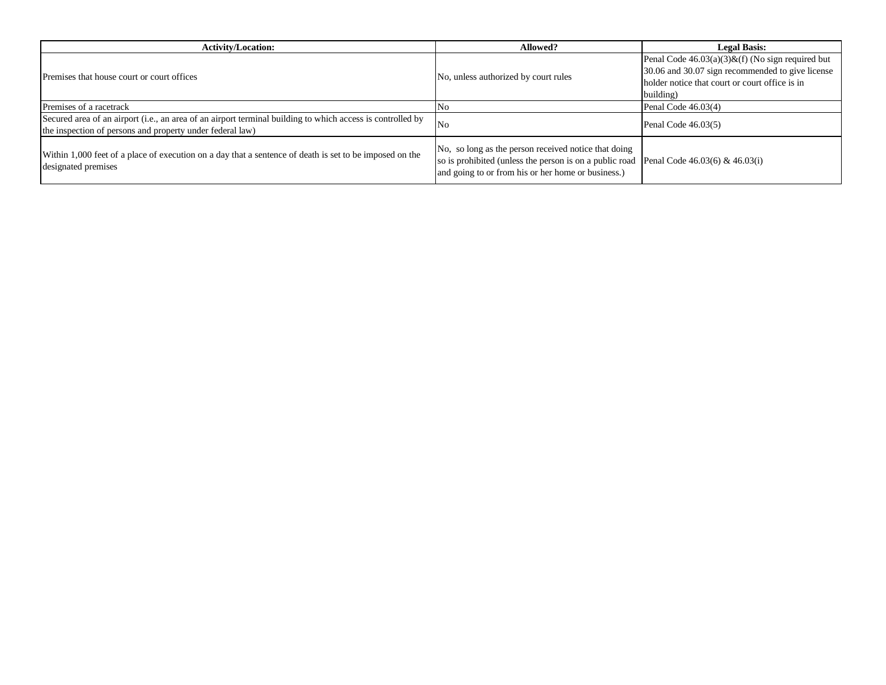| Activity/Location: | Allowed? | Legal Basis: |
| --- | --- | --- |
| Premises that house court or court offices | No, unless authorized by court rules | Penal Code 46.03(a)(3)&(f) (No sign required but 30.06 and 30.07 sign recommended to give license holder notice that court or court office is in building) |
| Premises of a racetrack | No | Penal Code 46.03(4) |
| Secured area of an airport (i.e., an area of an airport terminal building to which access is controlled by the inspection of persons and property under federal law) | No | Penal Code 46.03(5) |
| Within 1,000 feet of a place of execution on a day that a sentence of death is set to be imposed on the designated premises | No, so long as the person received notice that doing so is prohibited (unless the person is on a public road and going to or from his or her home or business.) | Penal Code 46.03(6) & 46.03(i) |